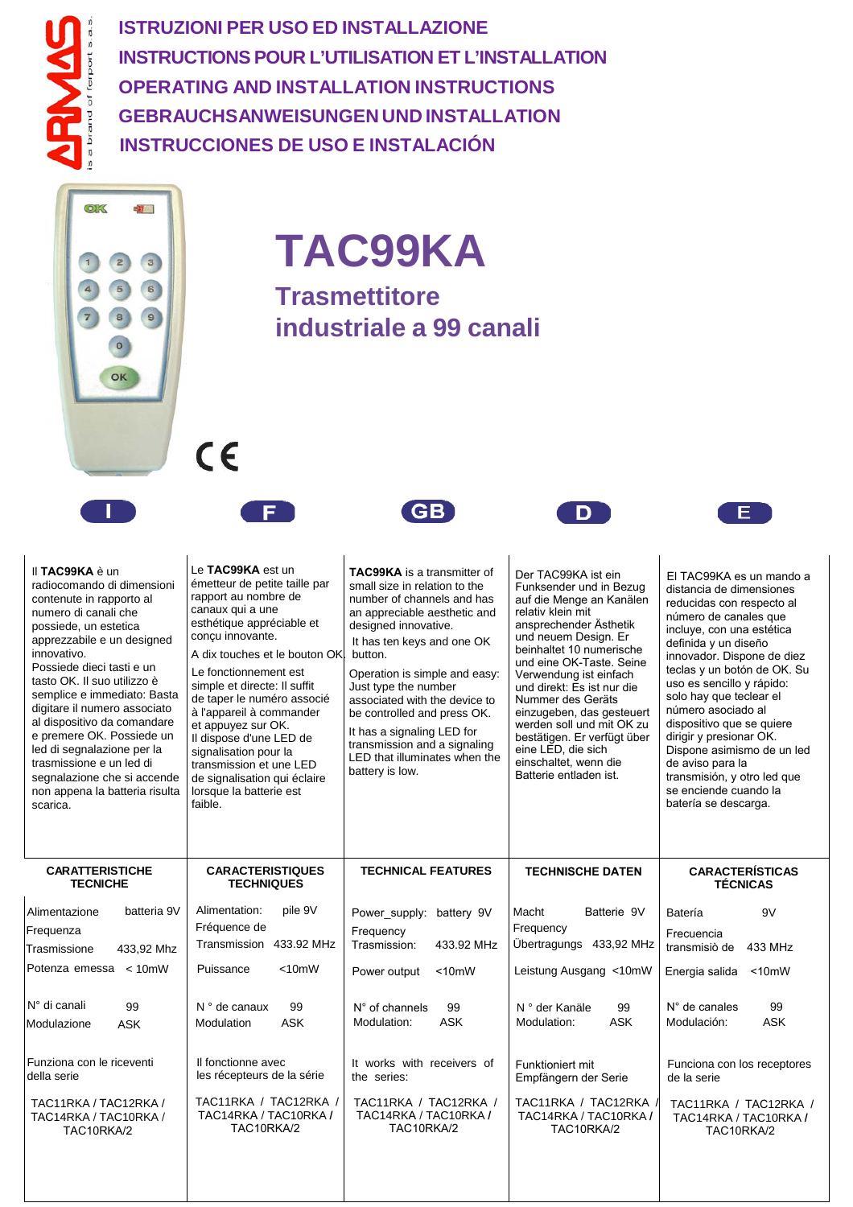# ISTRUZIONI PER USO ED INSTALLAZIONE
# INSTRUCTIONS POUR L'UTILISATION ET L'INSTALLATION
# OPERATING AND INSTALLATION INSTRUCTIONS
# GEBRAUCHSANWEISUNGEN UND INSTALLATION
# INSTRUCCIONES DE USO E INSTALACIÓN

# TAC99KA

## Trasmettitore industriale a 99 canali

CE

## I

Il **TAC99KA** è un radiocomando di dimensioni contenute in rapporto al numero di canali che possiede, un estetica apprezzabile e un designed innovativo.
Possiede dieci tasti e un tasto OK. Il suo utilizzo è semplice e immediato: Basta digitare il numero associato al dispositivo da comandare e premere OK. Possiede un led di segnalazione per la trasmissione e un led di segnalazione che si accende non appena la batteria risulta scarica.

**CARATTERISTICHE TECNICHE**

| | |
|---|---|
| Alimentazione | batteria 9V |
| Frequenza Trasmissione | 433,92 Mhz |
| Potenza emessa | < 10mW |
| N° di canali | 99 |
| Modulazione | ASK |

Funziona con le riceventi della serie

TAC11RKA / TAC12RKA / TAC14RKA / TAC10RKA / TAC10RKA/2

## F

Le **TAC99KA** est un émetteur de petite taille par rapport au nombre de canaux qui a une esthétique appréciable et conçu innovante.
A dix touches et le bouton OK.
Le fonctionnement est simple et directe: Il suffit de taper le numéro associé à l'appareil à commander et appuyez sur OK.
Il dispose d'une LED de signalisation pour la transmission et une LED de signalisation qui éclaire lorsque la batterie est faible.

**CARACTERISTIQUES TECHNIQUES**

| | |
|---|---|
| Alimentation: | pile 9V |
| Fréquence de Transmission | 433.92 MHz |
| Puissance | <10mW |
| N ° de canaux | 99 |
| Modulation | ASK |

Il fonctionne avec les récepteurs de la série

TAC11RKA / TAC12RKA / TAC14RKA / TAC10RKA / TAC10RKA/2

## GB

**TAC99KA** is a transmitter of small size in relation to the number of channels and has an appreciable aesthetic and designed innovative.
It has ten keys and one OK button.
Operation is simple and easy: Just type the number associated with the device to be controlled and press OK.
It has a signaling LED for transmission and a signaling LED that illuminates when the battery is low.

**TECHNICAL FEATURES**

| | |
|---|---|
| Power_supply: | battery 9V |
| Frequency Trasmission: | 433.92 MHz |
| Power output | <10mW |
| N° of channels | 99 |
| Modulation: | ASK |

It works with receivers of the series:

TAC11RKA / TAC12RKA / TAC14RKA / TAC10RKA / TAC10RKA/2

## D

Der TAC99KA ist ein Funksender und in Bezug auf die Menge an Kanälen relativ klein mit ansprechender Ästhetik und neuem Design. Er beinhaltet 10 numerische und eine OK-Taste. Seine Verwendung ist einfach und direkt: Es ist nur die Nummer des Geräts einzugeben, das gesteuert werden soll und mit OK zu bestätigen. Er verfügt über eine LED, die sich einschaltet, wenn die Batterie entladen ist.

**TECHNISCHE DATEN**

| | |
|---|---|
| Macht | Batterie 9V |
| Frequency Übertragungs | 433,92 MHz |
| Leistung Ausgang | <10mW |
| N ° der Kanäle | 99 |
| Modulation: | ASK |

Funktioniert mit Empfängern der Serie

TAC11RKA / TAC12RKA / TAC14RKA / TAC10RKA / TAC10RKA/2

## E

El TAC99KA es un mando a distancia de dimensiones reducidas con respecto al número de canales que incluye, con una estética definida y un diseño innovador. Dispone de diez teclas y un botón de OK. Su uso es sencillo y rápido: solo hay que teclear el número asociado al dispositivo que se quiere dirigir y presionar OK. Dispone asimismo de un led de aviso para la transmisión, y otro led que se enciende cuando la batería se descarga.

**CARACTERÍSTICAS TÉCNICAS**

| | |
|---|---|
| Batería | 9V |
| Frecuencia transmisiò de | 433 MHz |
| Energia salida | <10mW |
| N° de canales | 99 |
| Modulación: | ASK |

Funciona con los receptores de la serie

TAC11RKA / TAC12RKA / TAC14RKA / TAC10RKA / TAC10RKA/2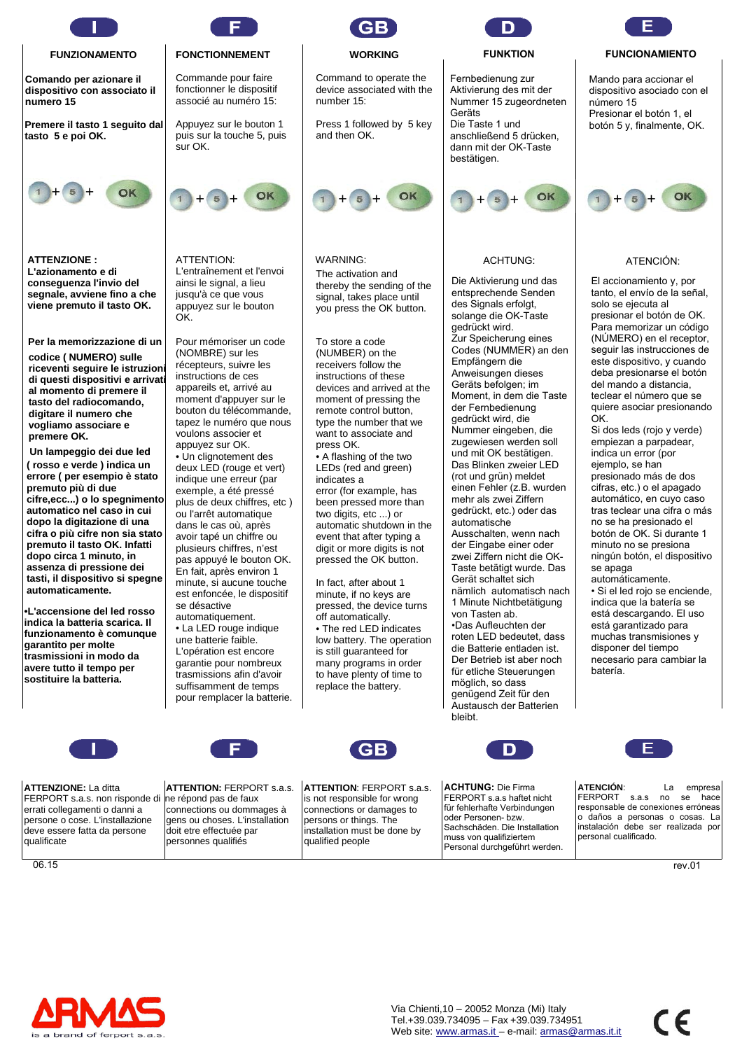## I

### FUNZIONAMENTO

**Comando per azionare il dispositivo con associato il numero 15**

**Premere il tasto 1 seguito dal tasto 5 e poi OK.**

1 + 5 + OK

**ATTENZIONE : L'azionamento e di conseguenza l'invio del segnale, avviene fino a che viene premuto il tasto OK.**

**Per la memorizzazione di un codice ( NUMERO) sulle riceventi seguire le istruzioni di questi dispositivi e arrivati al momento di premere il tasto del radiocomando, digitare il numero che vogliamo associare e premere OK.**

**Un lampeggio dei due led ( rosso e verde ) indica un errore ( per esempio è stato premuto più di due cifre,ecc...) o lo spegnimento automatico nel caso in cui dopo la digitazione di una cifra o più cifre non sia stato premuto il tasto OK. Infatti dopo circa 1 minuto, in assenza di pressione dei tasti, il dispositivo si spegne automaticamente.**

**•L'accensione del led rosso indica la batteria scarica. Il funzionamento è comunque garantito per molte trasmissioni in modo da avere tutto il tempo per sostituire la batteria.**

## F

### FONCTIONNEMENT

Commande pour faire fonctionner le dispositif associé au numéro 15:

Appuyez sur le bouton 1 puis sur la touche 5, puis sur OK.

1 + 5 + OK

ATTENTION: L'entraînement et l'envoi ainsi le signal, a lieu jusqu'à ce que vous appuyez sur le bouton OK.

Pour mémoriser un code (NOMBRE) sur les récepteurs, suivre les instructions de ces appareils et, arrivé au moment d'appuyer sur le bouton du télécommande, tapez le numéro que nous voulons associer et appuyez sur OK.

• Un clignotement des deux LED (rouge et vert) indique une erreur (par exemple, a été pressé plus de deux chiffres, etc ) ou l'arrêt automatique dans le cas où, après plusieurs chiffres, n'est pas appuyé le bouton OK. En fait, après environ 1 minute, si aucune touche est enfoncée, le dispositif se désactive automatiquement.

• La LED rouge indique une batterie faible. L'opération est encore garantie pour nombreux trasmissions afin d'avoir suffisamment de temps pour remplacer la batterie.

## GB

### WORKING

Command to operate the device associated with the number 15:

Press 1 followed by 5 key and then OK.

1 + 5 + OK

WARNING: The activation and thereby the sending of the signal, takes place until you press the OK button.

To store a code (NUMBER) on the receivers follow the instructions of these devices and arrived at the moment of pressing the remote control button, type the number that we want to associate and press OK.

• A flashing of the two LEDs (red and green) indicates a error (for example, has been pressed more than two digits, etc ...) or automatic shutdown in the event that after typing a digit or more digits is not pressed the OK button.

In fact, after about 1 minute, if no keys are pressed, the device turns off automatically.

• The red LED indicates low battery. The operation is still guaranteed for many programs in order to have plenty of time to replace the battery.

## D

### FUNKTION

Fernbedienung zur Aktivierung des mit der Nummer 15 zugeordneten Geräts
Die Taste 1 und anschließend 5 drücken, dann mit der OK-Taste bestätigen.

1 + 5 + OK

ACHTUNG:

Die Aktivierung und das entsprechende Senden des Signals erfolgt, solange die OK-Taste gedrückt wird.
Zur Speicherung eines Codes (NUMMER) an den Empfängern die Anweisungen dieses Geräts befolgen; im Moment, in dem die Taste der Fernbedienung gedrückt wird, die Nummer eingeben, die zugewiesen werden soll und mit OK bestätigen.
Das Blinken zweier LED (rot und grün) meldet einen Fehler (z.B. wurden mehr als zwei Ziffern gedrückt, etc.) oder das automatische Ausschalten, wenn nach der Eingabe einer oder zwei Ziffern nicht die OK-Taste betätigt wurde. Das Gerät schaltet sich nämlich automatisch nach 1 Minute Nichtbetätigung von Tasten ab.
•Das Aufleuchten der roten LED bedeutet, dass die Batterie entladen ist. Der Betrieb ist aber noch für etliche Steuerungen möglich, so dass genügend Zeit für den Austausch der Batterien bleibt.

## E

### FUNCIONAMIENTO

Mando para accionar el dispositivo asociado con el número 15
Presionar el botón 1, el botón 5 y, finalmente, OK.

1 + 5 + OK

ATENCIÓN:

El accionamiento y, por tanto, el envío de la señal, solo se ejecuta al presionar el botón de OK.
Para memorizar un código (NÚMERO) en el receptor, seguir las instrucciones de este dispositivo, y cuando deba presionarse el botón del mando a distancia, teclear el número que se quiere asociar presionando OK.
Si dos leds (rojo y verde) empiezan a parpadear, indica un error (por ejemplo, se han presionado más de dos cifras, etc.) o el apagado automático, en cuyo caso tras teclear una cifra o más no se ha presionado el botón de OK. Si durante 1 minuto no se presiona ningún botón, el dispositivo se apaga automáticamente.
• Si el led rojo se enciende, indica que la batería se está descargando. El uso está garantizado para muchas transmisiones y disponer del tiempo necesario para cambiar la batería.

---

**I** — **ATTENZIONE:** La ditta FERPORT s.a.s. non risponde di errati collegamenti o danni a persone o cose. L'installazione deve essere fatta da persone qualificate

**F** — **ATTENTION:** FERPORT s.a.s. ne répond pas de faux connections ou dommages à gens ou choses. L'installation doit etre effectuée par personnes qualifiés

**GB** — **ATTENTION**: FERPORT s.a.s. is not responsible for wrong connections or damages to persons or things. The installation must be done by qualified people

**D** — **ACHTUNG:** Die Firma FERPORT s.a.s haftet nicht für fehlerhafte Verbindungen oder Personen- bzw. Sachschäden. Die Installation muss von qualifiziertem Personal durchgeführt werden.

**E** — **ATENCIÓN**: La empresa FERPORT s.a.s no se hace responsable de conexiones erróneas o daños a personas o cosas. La instalación debe ser realizada por personal cualificado.

06.15 rev.01

ARMAS – is a brand of ferport s.a.s.

Via Chienti,10 – 20052 Monza (Mi) Italy
Tel.+39.039.734095 – Fax +39.039.734951
Web site: www.armas.it – e-mail: armas@armas.it.it

CE